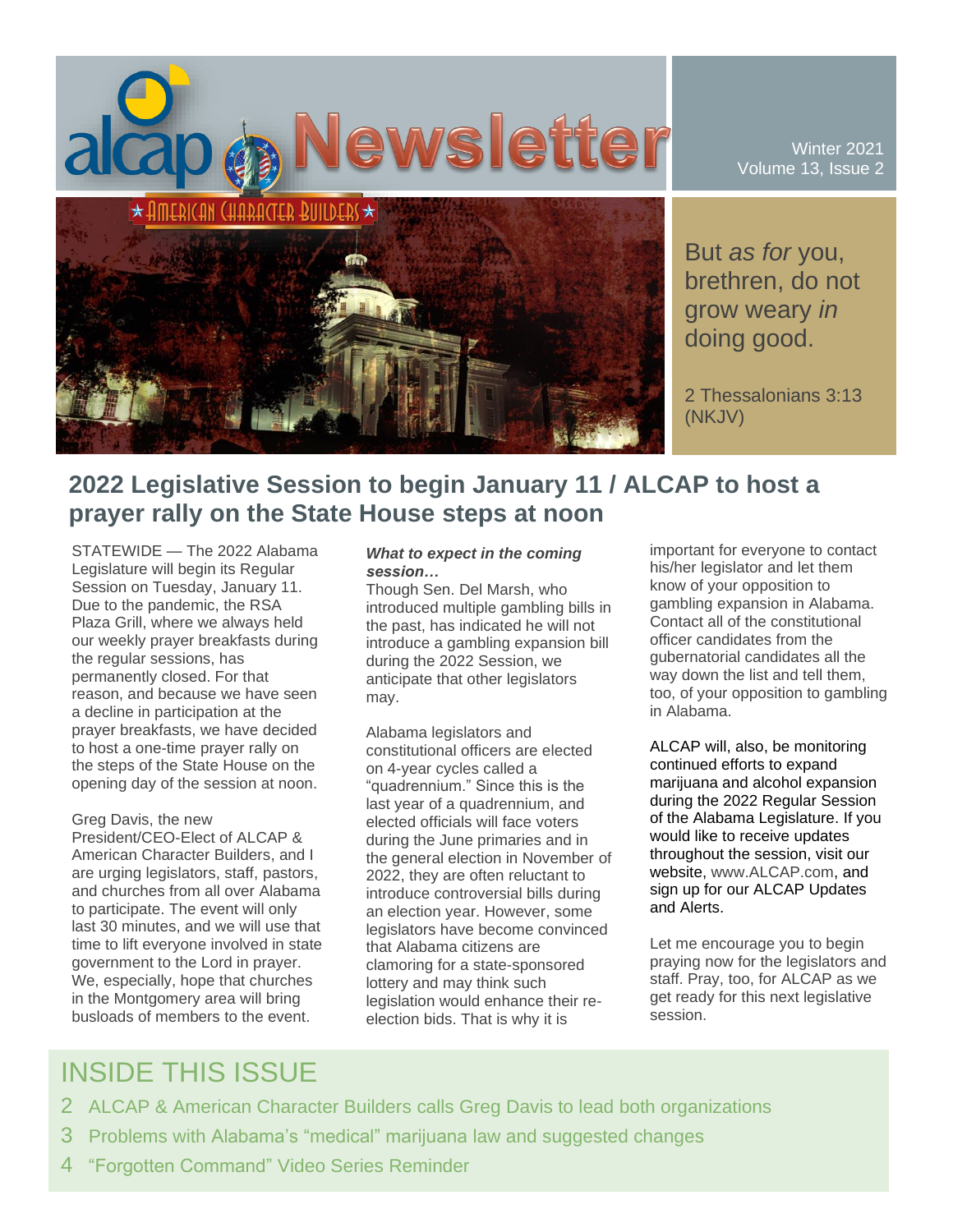# alcap Newsletter

AMERICAN CHARACTER BUILDERS

Winter 2021
Volume 13, Issue 2

But *as for* you, brethren, do not grow weary *in* doing good.

2 Thessalonians 3:13 (NKJV)

## 2022 Legislative Session to begin January 11 / ALCAP to host a prayer rally on the State House steps at noon

STATEWIDE — The 2022 Alabama Legislature will begin its Regular Session on Tuesday, January 11. Due to the pandemic, the RSA Plaza Grill, where we always held our weekly prayer breakfasts during the regular sessions, has permanently closed. For that reason, and because we have seen a decline in participation at the prayer breakfasts, we have decided to host a one-time prayer rally on the steps of the State House on the opening day of the session at noon.

Greg Davis, the new President/CEO-Elect of ALCAP & American Character Builders, and I are urging legislators, staff, pastors, and churches from all over Alabama to participate. The event will only last 30 minutes, and we will use that time to lift everyone involved in state government to the Lord in prayer. We, especially, hope that churches in the Montgomery area will bring busloads of members to the event.

***What to expect in the coming session…***

Though Sen. Del Marsh, who introduced multiple gambling bills in the past, has indicated he will not introduce a gambling expansion bill during the 2022 Session, we anticipate that other legislators may.

Alabama legislators and constitutional officers are elected on 4-year cycles called a "quadrennium." Since this is the last year of a quadrennium, and elected officials will face voters during the June primaries and in the general election in November of 2022, they are often reluctant to introduce controversial bills during an election year. However, some legislators have become convinced that Alabama citizens are clamoring for a state-sponsored lottery and may think such legislation would enhance their re-election bids. That is why it is important for everyone to contact his/her legislator and let them know of your opposition to gambling expansion in Alabama. Contact all of the constitutional officer candidates from the gubernatorial candidates all the way down the list and tell them, too, of your opposition to gambling in Alabama.

ALCAP will, also, be monitoring continued efforts to expand marijuana and alcohol expansion during the 2022 Regular Session of the Alabama Legislature. If you would like to receive updates throughout the session, visit our website, www.ALCAP.com, and sign up for our ALCAP Updates and Alerts.

Let me encourage you to begin praying now for the legislators and staff. Pray, too, for ALCAP as we get ready for this next legislative session.

## INSIDE THIS ISSUE

2 ALCAP & American Character Builders calls Greg Davis to lead both organizations

3 Problems with Alabama's "medical" marijuana law and suggested changes

4 "Forgotten Command" Video Series Reminder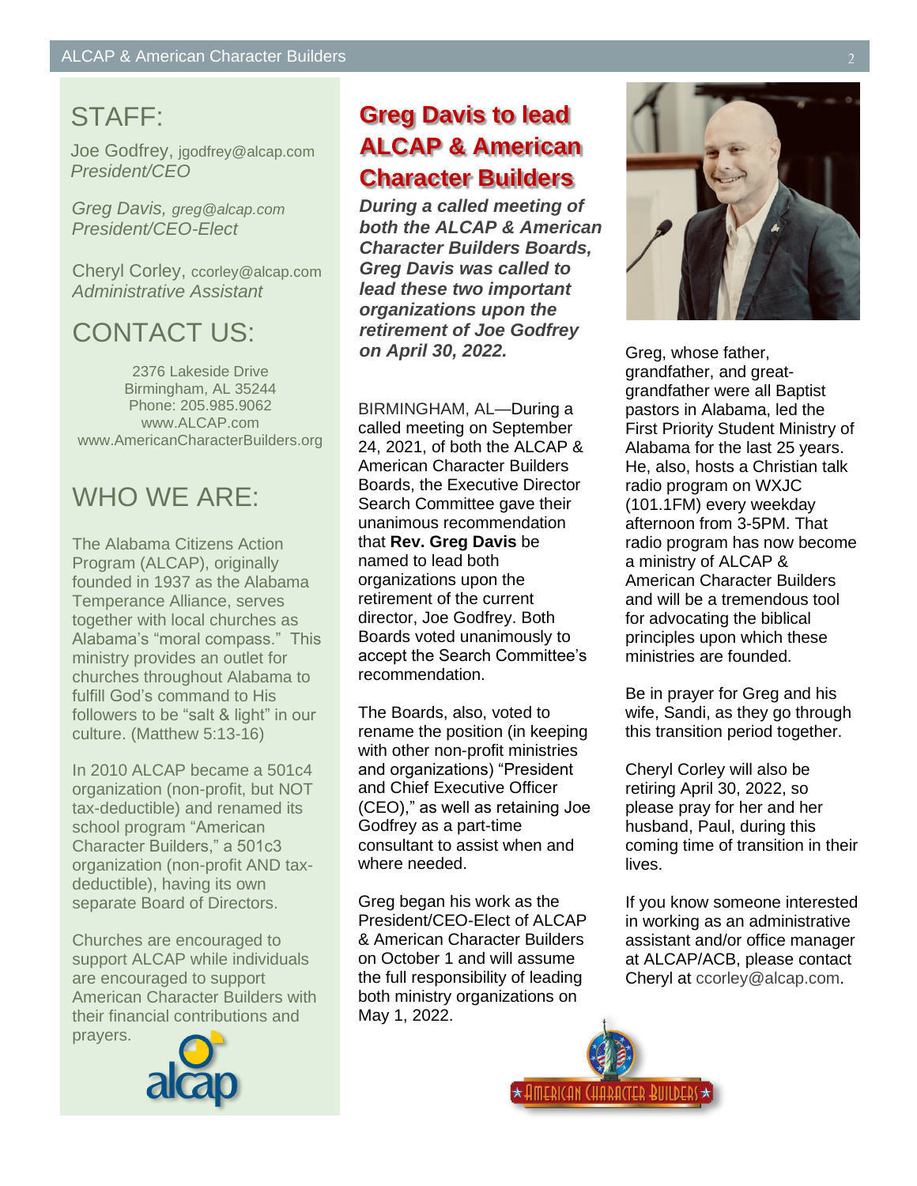## STAFF:

Joe Godfrey, jgodfrey@alcap.com
*President/CEO*

*Greg Davis, greg@alcap.com*
*President/CEO-Elect*

Cheryl Corley, ccorley@alcap.com
*Administrative Assistant*

## CONTACT US:

2376 Lakeside Drive
Birmingham, AL 35244
Phone: 205.985.9062
www.ALCAP.com
www.AmericanCharacterBuilders.org

## WHO WE ARE:

The Alabama Citizens Action Program (ALCAP), originally founded in 1937 as the Alabama Temperance Alliance, serves together with local churches as Alabama's "moral compass." This ministry provides an outlet for churches throughout Alabama to fulfill God's command to His followers to be "salt & light" in our culture. (Matthew 5:13-16)

In 2010 ALCAP became a 501c4 organization (non-profit, but NOT tax-deductible) and renamed its school program "American Character Builders," a 501c3 organization (non-profit AND tax-deductible), having its own separate Board of Directors.

Churches are encouraged to support ALCAP while individuals are encouraged to support American Character Builders with their financial contributions and prayers.

# Greg Davis to lead ALCAP & American Character Builders

***During a called meeting of both the ALCAP & American Character Builders Boards, Greg Davis was called to lead these two important organizations upon the retirement of Joe Godfrey on April 30, 2022.***

BIRMINGHAM, AL—During a called meeting on September 24, 2021, of both the ALCAP & American Character Builders Boards, the Executive Director Search Committee gave their unanimous recommendation that **Rev. Greg Davis** be named to lead both organizations upon the retirement of the current director, Joe Godfrey. Both Boards voted unanimously to accept the Search Committee's recommendation.

The Boards, also, voted to rename the position (in keeping with other non-profit ministries and organizations) "President and Chief Executive Officer (CEO)," as well as retaining Joe Godfrey as a part-time consultant to assist when and where needed.

Greg began his work as the President/CEO-Elect of ALCAP & American Character Builders on October 1 and will assume the full responsibility of leading both ministry organizations on May 1, 2022.

Greg, whose father, grandfather, and great-grandfather were all Baptist pastors in Alabama, led the First Priority Student Ministry of Alabama for the last 25 years. He, also, hosts a Christian talk radio program on WXJC (101.1FM) every weekday afternoon from 3-5PM. That radio program has now become a ministry of ALCAP & American Character Builders and will be a tremendous tool for advocating the biblical principles upon which these ministries are founded.

Be in prayer for Greg and his wife, Sandi, as they go through this transition period together.

Cheryl Corley will also be retiring April 30, 2022, so please pray for her and her husband, Paul, during this coming time of transition in their lives.

If you know someone interested in working as an administrative assistant and/or office manager at ALCAP/ACB, please contact Cheryl at ccorley@alcap.com.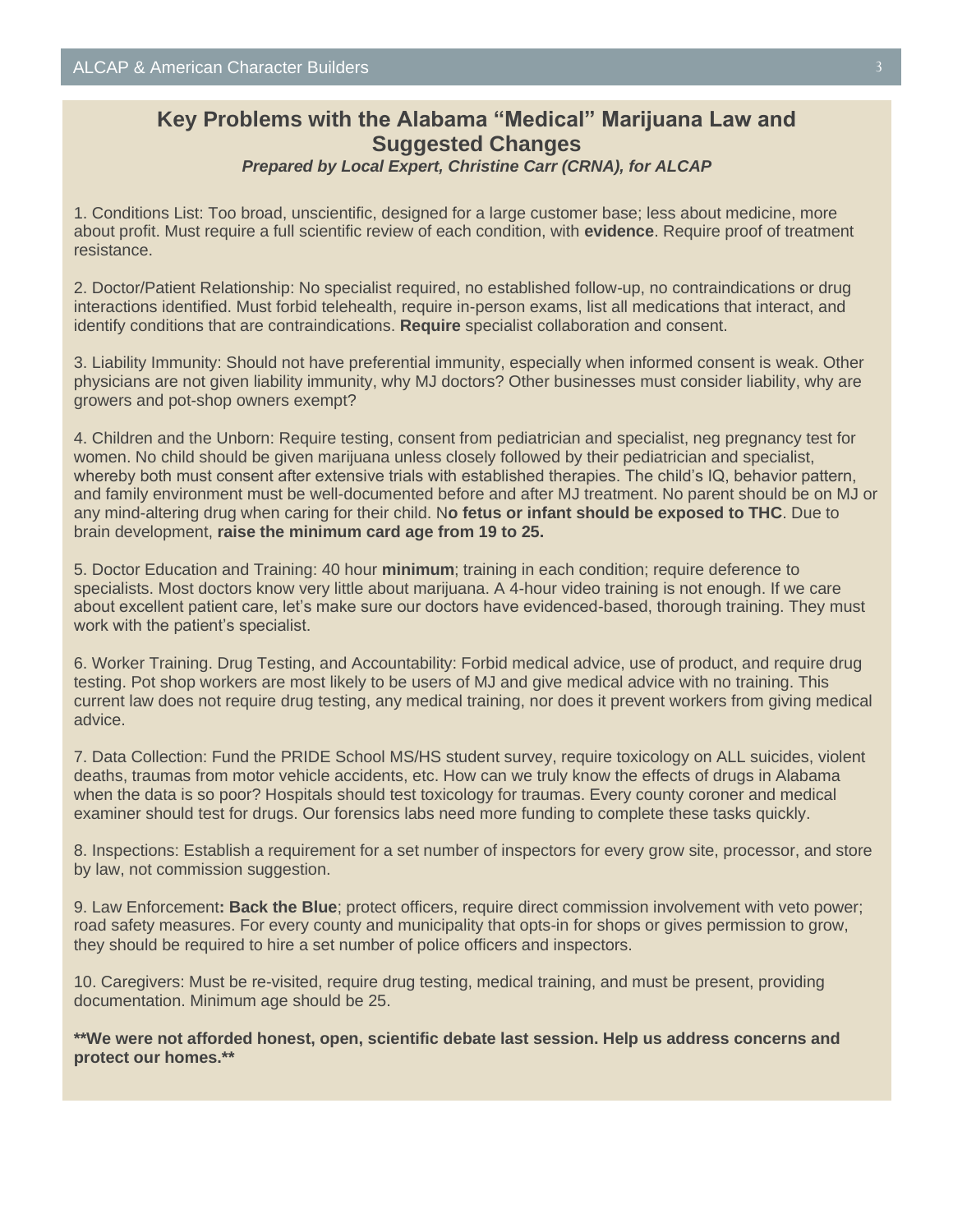## Key Problems with the Alabama "Medical" Marijuana Law and Suggested Changes

***Prepared by Local Expert, Christine Carr (CRNA), for ALCAP***

1. Conditions List: Too broad, unscientific, designed for a large customer base; less about medicine, more about profit. Must require a full scientific review of each condition, with **evidence**. Require proof of treatment resistance.

2. Doctor/Patient Relationship: No specialist required, no established follow-up, no contraindications or drug interactions identified. Must forbid telehealth, require in-person exams, list all medications that interact, and identify conditions that are contraindications. **Require** specialist collaboration and consent.

3. Liability Immunity: Should not have preferential immunity, especially when informed consent is weak. Other physicians are not given liability immunity, why MJ doctors? Other businesses must consider liability, why are growers and pot-shop owners exempt?

4. Children and the Unborn: Require testing, consent from pediatrician and specialist, neg pregnancy test for women. No child should be given marijuana unless closely followed by their pediatrician and specialist, whereby both must consent after extensive trials with established therapies. The child's IQ, behavior pattern, and family environment must be well-documented before and after MJ treatment. No parent should be on MJ or any mind-altering drug when caring for their child. N**o fetus or infant should be exposed to THC**. Due to brain development, **raise the minimum card age from 19 to 25.**

5. Doctor Education and Training: 40 hour **minimum**; training in each condition; require deference to specialists. Most doctors know very little about marijuana. A 4-hour video training is not enough. If we care about excellent patient care, let's make sure our doctors have evidenced-based, thorough training. They must work with the patient's specialist.

6. Worker Training. Drug Testing, and Accountability: Forbid medical advice, use of product, and require drug testing. Pot shop workers are most likely to be users of MJ and give medical advice with no training. This current law does not require drug testing, any medical training, nor does it prevent workers from giving medical advice.

7. Data Collection: Fund the PRIDE School MS/HS student survey, require toxicology on ALL suicides, violent deaths, traumas from motor vehicle accidents, etc. How can we truly know the effects of drugs in Alabama when the data is so poor? Hospitals should test toxicology for traumas. Every county coroner and medical examiner should test for drugs. Our forensics labs need more funding to complete these tasks quickly.

8. Inspections: Establish a requirement for a set number of inspectors for every grow site, processor, and store by law, not commission suggestion.

9. Law Enforcement**: Back the Blue**; protect officers, require direct commission involvement with veto power; road safety measures. For every county and municipality that opts-in for shops or gives permission to grow, they should be required to hire a set number of police officers and inspectors.

10. Caregivers: Must be re-visited, require drug testing, medical training, and must be present, providing documentation. Minimum age should be 25.

****We were not afforded honest, open, scientific debate last session. Help us address concerns and protect our homes.****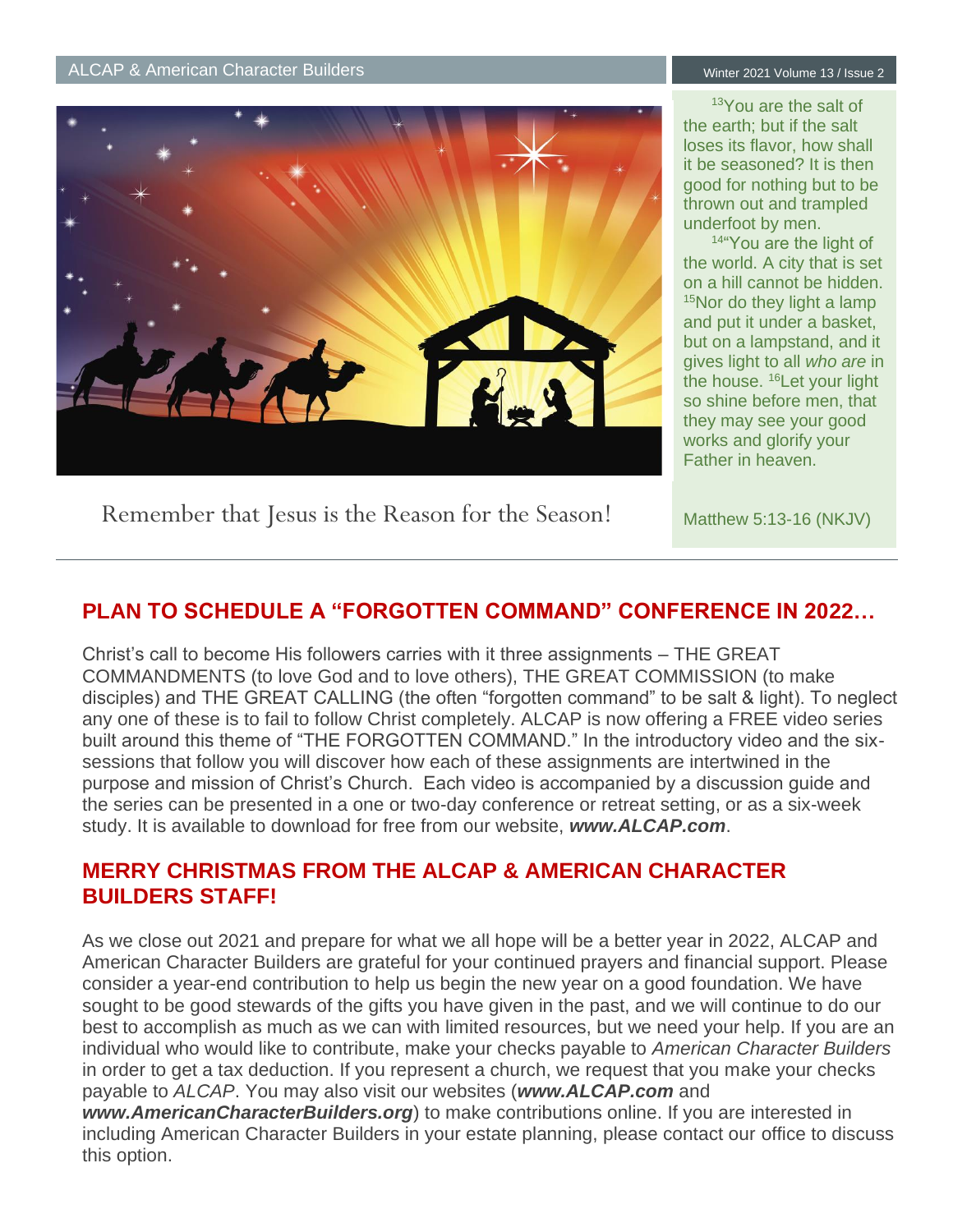Remember that Jesus is the Reason for the Season!

[13]You are the salt of the earth; but if the salt loses its flavor, how shall it be seasoned? It is then good for nothing but to be thrown out and trampled underfoot by men.

[14]"You are the light of the world. A city that is set on a hill cannot be hidden. [15]Nor do they light a lamp and put it under a basket, but on a lampstand, and it gives light to all *who are* in the house. [16]Let your light so shine before men, that they may see your good works and glorify your Father in heaven.

Matthew 5:13-16 (NKJV)

## PLAN TO SCHEDULE A "FORGOTTEN COMMAND" CONFERENCE IN 2022…

Christ's call to become His followers carries with it three assignments – THE GREAT COMMANDMENTS (to love God and to love others), THE GREAT COMMISSION (to make disciples) and THE GREAT CALLING (the often "forgotten command" to be salt & light). To neglect any one of these is to fail to follow Christ completely. ALCAP is now offering a FREE video series built around this theme of "THE FORGOTTEN COMMAND." In the introductory video and the six-sessions that follow you will discover how each of these assignments are intertwined in the purpose and mission of Christ's Church. Each video is accompanied by a discussion guide and the series can be presented in a one or two-day conference or retreat setting, or as a six-week study. It is available to download for free from our website, ***www.ALCAP.com***.

## MERRY CHRISTMAS FROM THE ALCAP & AMERICAN CHARACTER BUILDERS STAFF!

As we close out 2021 and prepare for what we all hope will be a better year in 2022, ALCAP and American Character Builders are grateful for your continued prayers and financial support. Please consider a year-end contribution to help us begin the new year on a good foundation. We have sought to be good stewards of the gifts you have given in the past, and we will continue to do our best to accomplish as much as we can with limited resources, but we need your help. If you are an individual who would like to contribute, make your checks payable to *American Character Builders* in order to get a tax deduction. If you represent a church, we request that you make your checks payable to *ALCAP*. You may also visit our websites (***www.ALCAP.com*** and ***www.AmericanCharacterBuilders.org***) to make contributions online. If you are interested in including American Character Builders in your estate planning, please contact our office to discuss this option.